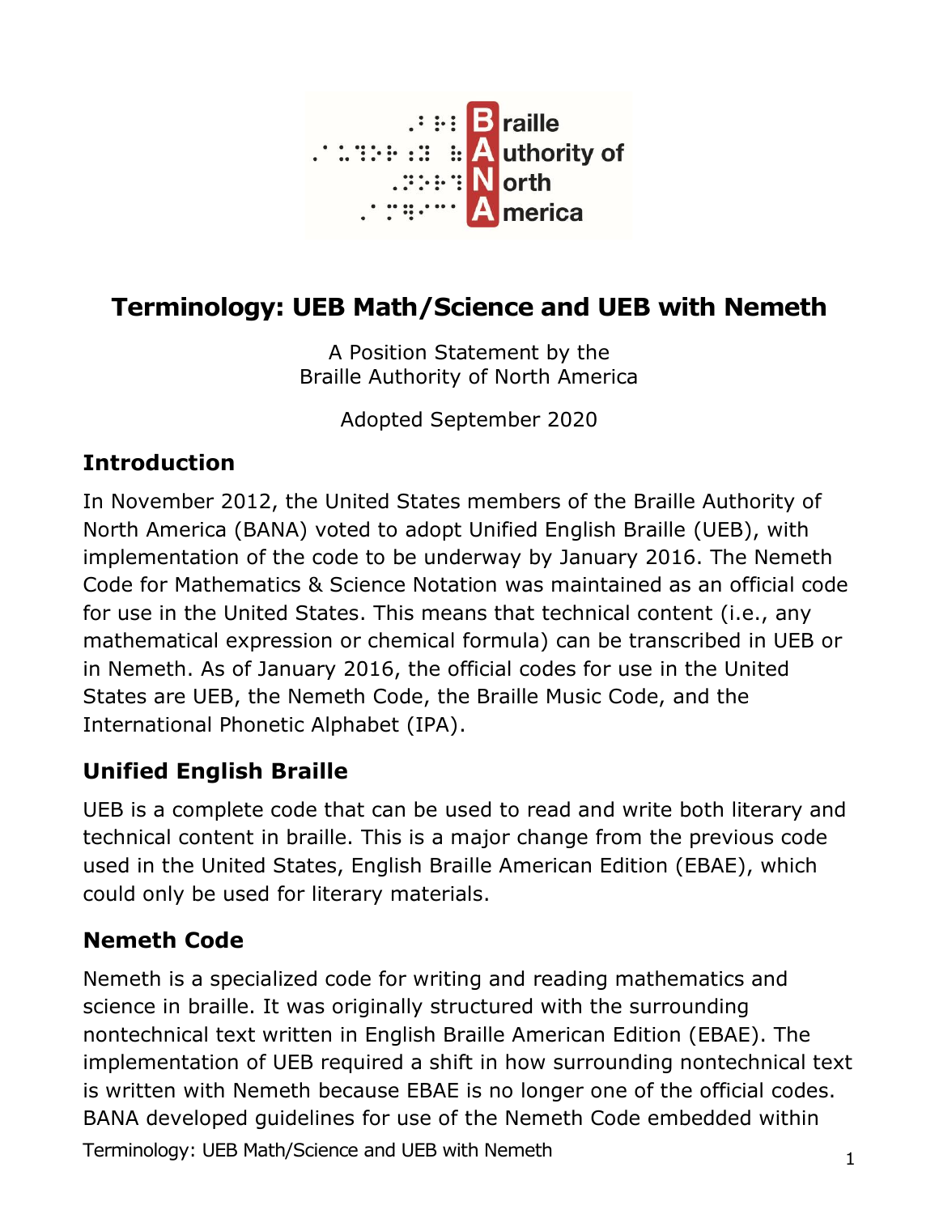# Terminology: UEB Math/Science and UEB with Nemeth

A Position Statement by the
Braille Authority of North America

Adopted September 2020

## Introduction

In November 2012, the United States members of the Braille Authority of North America (BANA) voted to adopt Unified English Braille (UEB), with implementation of the code to be underway by January 2016. The Nemeth Code for Mathematics & Science Notation was maintained as an official code for use in the United States. This means that technical content (i.e., any mathematical expression or chemical formula) can be transcribed in UEB or in Nemeth. As of January 2016, the official codes for use in the United States are UEB, the Nemeth Code, the Braille Music Code, and the International Phonetic Alphabet (IPA).

## Unified English Braille

UEB is a complete code that can be used to read and write both literary and technical content in braille. This is a major change from the previous code used in the United States, English Braille American Edition (EBAE), which could only be used for literary materials.

## Nemeth Code

Nemeth is a specialized code for writing and reading mathematics and science in braille. It was originally structured with the surrounding nontechnical text written in English Braille American Edition (EBAE). The implementation of UEB required a shift in how surrounding nontechnical text is written with Nemeth because EBAE is no longer one of the official codes. BANA developed guidelines for use of the Nemeth Code embedded within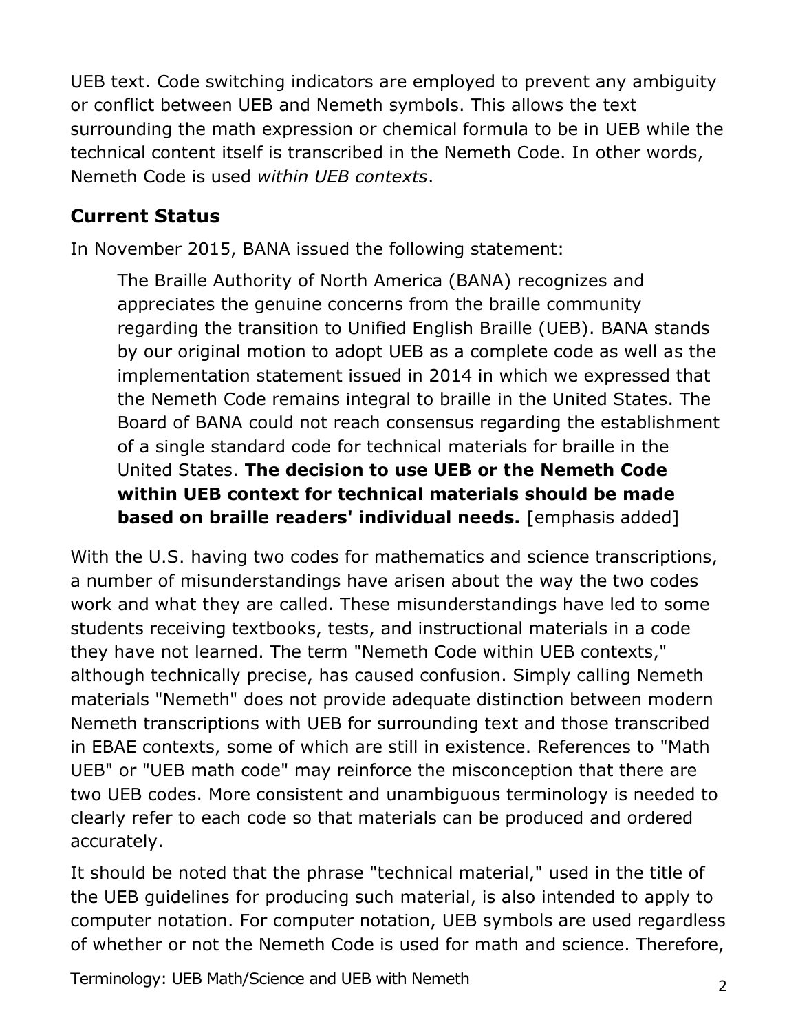UEB text. Code switching indicators are employed to prevent any ambiguity or conflict between UEB and Nemeth symbols. This allows the text surrounding the math expression or chemical formula to be in UEB while the technical content itself is transcribed in the Nemeth Code. In other words, Nemeth Code is used *within UEB contexts*.

## Current Status

In November 2015, BANA issued the following statement:

> The Braille Authority of North America (BANA) recognizes and appreciates the genuine concerns from the braille community regarding the transition to Unified English Braille (UEB). BANA stands by our original motion to adopt UEB as a complete code as well as the implementation statement issued in 2014 in which we expressed that the Nemeth Code remains integral to braille in the United States. The Board of BANA could not reach consensus regarding the establishment of a single standard code for technical materials for braille in the United States. **The decision to use UEB or the Nemeth Code within UEB context for technical materials should be made based on braille readers' individual needs.** [emphasis added]

With the U.S. having two codes for mathematics and science transcriptions, a number of misunderstandings have arisen about the way the two codes work and what they are called. These misunderstandings have led to some students receiving textbooks, tests, and instructional materials in a code they have not learned. The term "Nemeth Code within UEB contexts," although technically precise, has caused confusion. Simply calling Nemeth materials "Nemeth" does not provide adequate distinction between modern Nemeth transcriptions with UEB for surrounding text and those transcribed in EBAE contexts, some of which are still in existence. References to "Math UEB" or "UEB math code" may reinforce the misconception that there are two UEB codes. More consistent and unambiguous terminology is needed to clearly refer to each code so that materials can be produced and ordered accurately.

It should be noted that the phrase "technical material," used in the title of the UEB guidelines for producing such material, is also intended to apply to computer notation. For computer notation, UEB symbols are used regardless of whether or not the Nemeth Code is used for math and science. Therefore,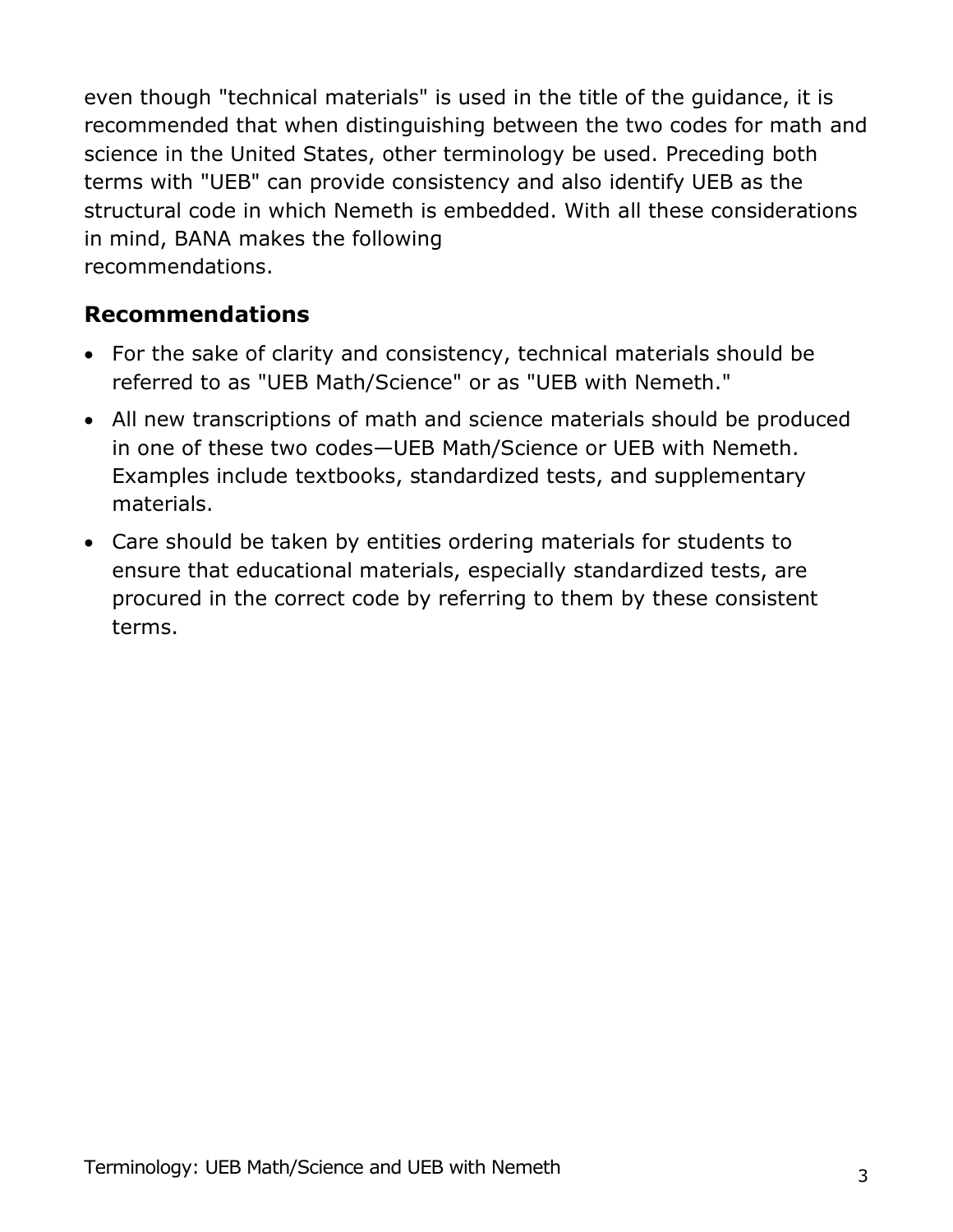even though "technical materials" is used in the title of the guidance, it is recommended that when distinguishing between the two codes for math and science in the United States, other terminology be used. Preceding both terms with "UEB" can provide consistency and also identify UEB as the structural code in which Nemeth is embedded. With all these considerations in mind, BANA makes the following recommendations.

## Recommendations

- For the sake of clarity and consistency, technical materials should be referred to as "UEB Math/Science" or as "UEB with Nemeth."
- All new transcriptions of math and science materials should be produced in one of these two codes—UEB Math/Science or UEB with Nemeth. Examples include textbooks, standardized tests, and supplementary materials.
- Care should be taken by entities ordering materials for students to ensure that educational materials, especially standardized tests, are procured in the correct code by referring to them by these consistent terms.